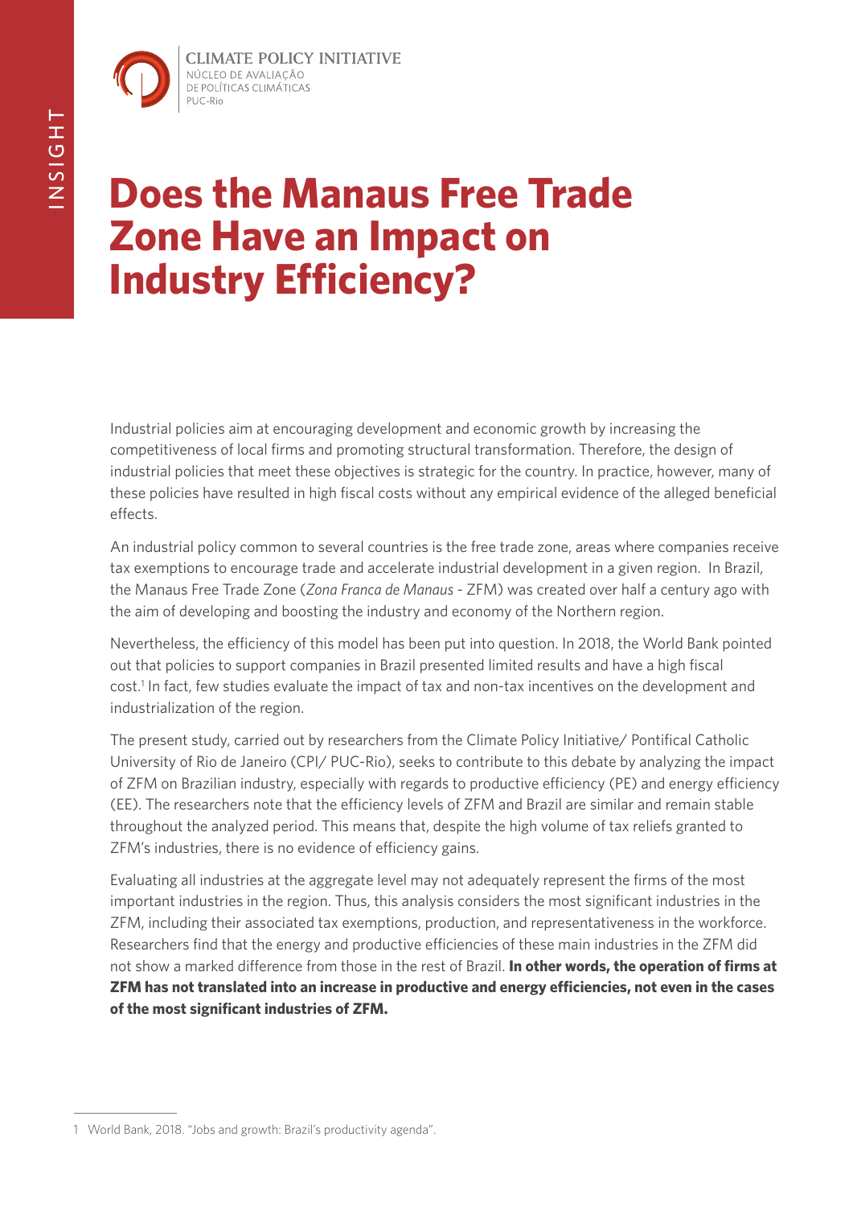# Does the Manaus Free Trade Zone Have an Impact on Industry Efficiency?

Industrial policies aim at encouraging development and economic growth by increasing the competitiveness of local firms and promoting structural transformation. Therefore, the design of industrial policies that meet these objectives is strategic for the country. In practice, however, many of these policies have resulted in high fiscal costs without any empirical evidence of the alleged beneficial effects.

An industrial policy common to several countries is the free trade zone, areas where companies receive tax exemptions to encourage trade and accelerate industrial development in a given region. In Brazil, the Manaus Free Trade Zone (*Zona Franca de Manaus* - ZFM) was created over half a century ago with the aim of developing and boosting the industry and economy of the Northern region.

Nevertheless, the efficiency of this model has been put into question. In 2018, the World Bank pointed out that policies to support companies in Brazil presented limited results and have a high fiscal cost.[1] In fact, few studies evaluate the impact of tax and non-tax incentives on the development and industrialization of the region.

The present study, carried out by researchers from the Climate Policy Initiative/ Pontifical Catholic University of Rio de Janeiro (CPI/ PUC-Rio), seeks to contribute to this debate by analyzing the impact of ZFM on Brazilian industry, especially with regards to productive efficiency (PE) and energy efficiency (EE). The researchers note that the efficiency levels of ZFM and Brazil are similar and remain stable throughout the analyzed period. This means that, despite the high volume of tax reliefs granted to ZFM's industries, there is no evidence of efficiency gains.

Evaluating all industries at the aggregate level may not adequately represent the firms of the most important industries in the region. Thus, this analysis considers the most significant industries in the ZFM, including their associated tax exemptions, production, and representativeness in the workforce. Researchers find that the energy and productive efficiencies of these main industries in the ZFM did not show a marked difference from those in the rest of Brazil. **In other words, the operation of firms at ZFM has not translated into an increase in productive and energy efficiencies, not even in the cases of the most significant industries of ZFM.**

1 World Bank, 2018. "Jobs and growth: Brazil's productivity agenda".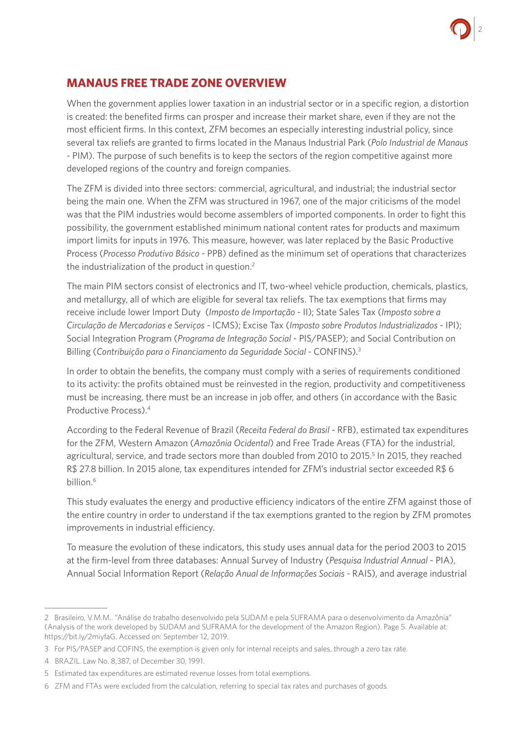## MANAUS FREE TRADE ZONE OVERVIEW

When the government applies lower taxation in an industrial sector or in a specific region, a distortion is created: the benefited firms can prosper and increase their market share, even if they are not the most efficient firms. In this context, ZFM becomes an especially interesting industrial policy, since several tax reliefs are granted to firms located in the Manaus Industrial Park (*Polo Industrial de Manaus* - PIM). The purpose of such benefits is to keep the sectors of the region competitive against more developed regions of the country and foreign companies.

The ZFM is divided into three sectors: commercial, agricultural, and industrial; the industrial sector being the main one. When the ZFM was structured in 1967, one of the major criticisms of the model was that the PIM industries would become assemblers of imported components. In order to fight this possibility, the government established minimum national content rates for products and maximum import limits for inputs in 1976. This measure, however, was later replaced by the Basic Productive Process (*Processo Produtivo Básico* - PPB) defined as the minimum set of operations that characterizes the industrialization of the product in question.[2]

The main PIM sectors consist of electronics and IT, two-wheel vehicle production, chemicals, plastics, and metallurgy, all of which are eligible for several tax reliefs. The tax exemptions that firms may receive include lower Import Duty (*Imposto de Importação* - II); State Sales Tax (*Imposto sobre a Circulação de Mercadorias e Serviços* - ICMS); Excise Tax (*Imposto sobre Produtos Industrializados* - IPI); Social Integration Program (*Programa de Integração Social* - PIS/PASEP); and Social Contribution on Billing (*Contribuição para o Financiamento da Seguridade Social* - CONFINS).[3]

In order to obtain the benefits, the company must comply with a series of requirements conditioned to its activity: the profits obtained must be reinvested in the region, productivity and competitiveness must be increasing, there must be an increase in job offer, and others (in accordance with the Basic Productive Process).[4]

According to the Federal Revenue of Brazil (*Receita Federal do Brasil* - RFB), estimated tax expenditures for the ZFM, Western Amazon (*Amazônia Ocidental*) and Free Trade Areas (FTA) for the industrial, agricultural, service, and trade sectors more than doubled from 2010 to 2015.[5] In 2015, they reached R$ 27.8 billion. In 2015 alone, tax expenditures intended for ZFM's industrial sector exceeded R$ 6 billion.[6]

This study evaluates the energy and productive efficiency indicators of the entire ZFM against those of the entire country in order to understand if the tax exemptions granted to the region by ZFM promotes improvements in industrial efficiency.

To measure the evolution of these indicators, this study uses annual data for the period 2003 to 2015 at the firm-level from three databases: Annual Survey of Industry (*Pesquisa Industrial Annual* - PIA), Annual Social Information Report (*Relação Anual de Informações Sociais* - RAIS), and average industrial

---

2 Brasileiro, V.M.M.. "Análise do trabalho desenvolvido pela SUDAM e pela SUFRAMA para o desenvolvimento da Amazônia" (Analysis of the work developed by SUDAM and SUFRAMA for the development of the Amazon Region). Page 5. Available at: https://bit.ly/2miyfaG. Accessed on: September 12, 2019.

3 For PIS/PASEP and COFINS, the exemption is given only for internal receipts and sales, through a zero tax rate.

4 BRAZIL. Law No. 8,387, of December 30, 1991.

5 Estimated tax expenditures are estimated revenue losses from total exemptions.

6 ZFM and FTAs were excluded from the calculation, referring to special tax rates and purchases of goods.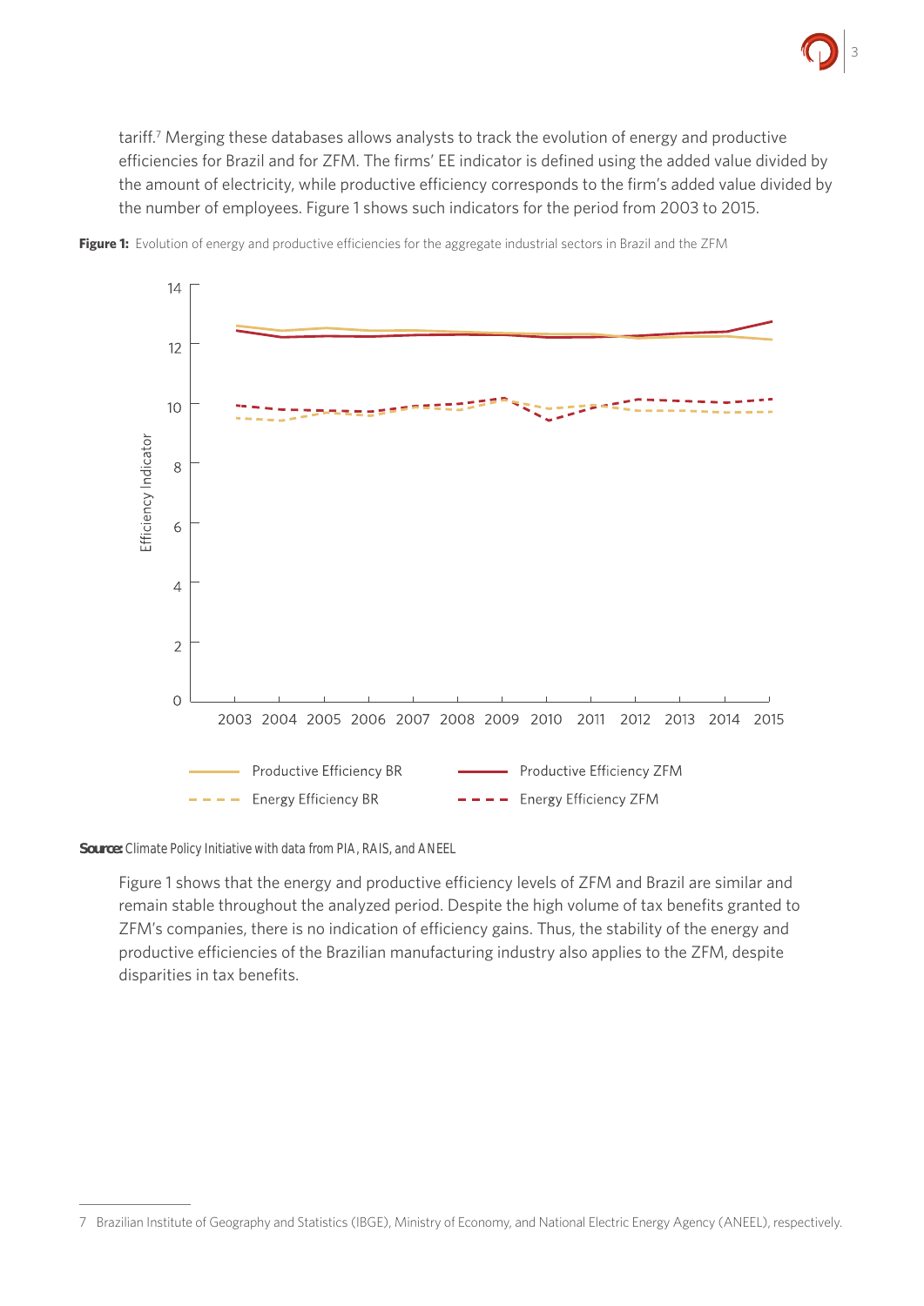tariff.[7] Merging these databases allows analysts to track the evolution of energy and productive efficiencies for Brazil and for ZFM. The firms' EE indicator is defined using the added value divided by the amount of electricity, while productive efficiency corresponds to the firm's added value divided by the number of employees. Figure 1 shows such indicators for the period from 2003 to 2015.

**Figure 1:** Evolution of energy and productive efficiencies for the aggregate industrial sectors in Brazil and the ZFM

**Source:** Climate Policy Initiative with data from PIA, RAIS, and ANEEL

Figure 1 shows that the energy and productive efficiency levels of ZFM and Brazil are similar and remain stable throughout the analyzed period. Despite the high volume of tax benefits granted to ZFM's companies, there is no indication of efficiency gains. Thus, the stability of the energy and productive efficiencies of the Brazilian manufacturing industry also applies to the ZFM, despite disparities in tax benefits.

---

7 Brazilian Institute of Geography and Statistics (IBGE), Ministry of Economy, and National Electric Energy Agency (ANEEL), respectively.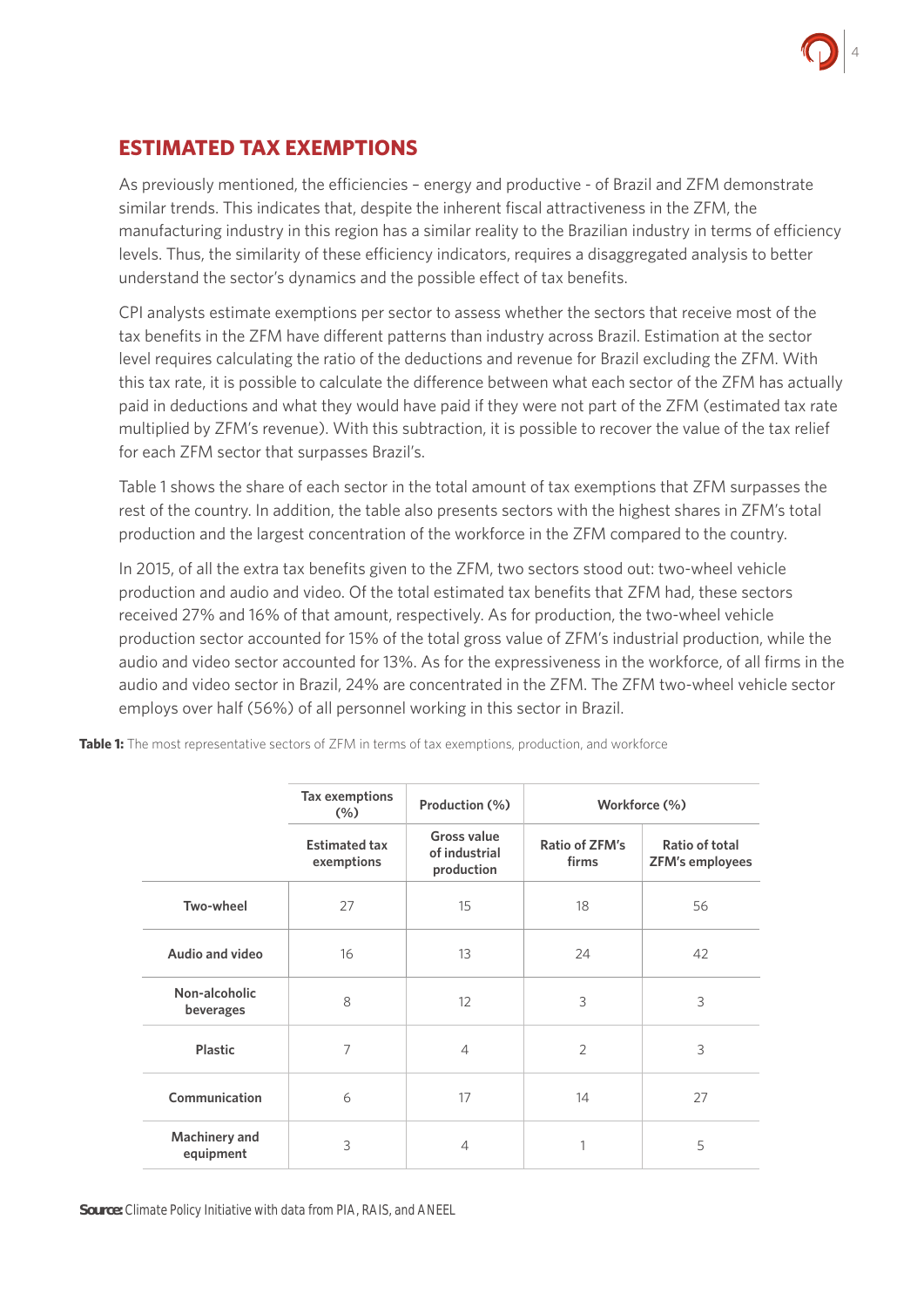## ESTIMATED TAX EXEMPTIONS

As previously mentioned, the efficiencies – energy and productive - of Brazil and ZFM demonstrate similar trends. This indicates that, despite the inherent fiscal attractiveness in the ZFM, the manufacturing industry in this region has a similar reality to the Brazilian industry in terms of efficiency levels. Thus, the similarity of these efficiency indicators, requires a disaggregated analysis to better understand the sector's dynamics and the possible effect of tax benefits.

CPI analysts estimate exemptions per sector to assess whether the sectors that receive most of the tax benefits in the ZFM have different patterns than industry across Brazil. Estimation at the sector level requires calculating the ratio of the deductions and revenue for Brazil excluding the ZFM. With this tax rate, it is possible to calculate the difference between what each sector of the ZFM has actually paid in deductions and what they would have paid if they were not part of the ZFM (estimated tax rate multiplied by ZFM's revenue). With this subtraction, it is possible to recover the value of the tax relief for each ZFM sector that surpasses Brazil's.

Table 1 shows the share of each sector in the total amount of tax exemptions that ZFM surpasses the rest of the country. In addition, the table also presents sectors with the highest shares in ZFM's total production and the largest concentration of the workforce in the ZFM compared to the country.

In 2015, of all the extra tax benefits given to the ZFM, two sectors stood out: two-wheel vehicle production and audio and video. Of the total estimated tax benefits that ZFM had, these sectors received 27% and 16% of that amount, respectively. As for production, the two-wheel vehicle production sector accounted for 15% of the total gross value of ZFM's industrial production, while the audio and video sector accounted for 13%. As for the expressiveness in the workforce, of all firms in the audio and video sector in Brazil, 24% are concentrated in the ZFM. The ZFM two-wheel vehicle sector employs over half (56%) of all personnel working in this sector in Brazil.

**Table 1:** The most representative sectors of ZFM in terms of tax exemptions, production, and workforce

| | Tax exemptions (%) | Production (%) | Workforce (%) | |
|---|---|---|---|---|
| | Estimated tax exemptions | Gross value of industrial production | Ratio of ZFM's firms | Ratio of total ZFM's employees |
| **Two-wheel** | 27 | 15 | 18 | 56 |
| **Audio and video** | 16 | 13 | 24 | 42 |
| **Non-alcoholic beverages** | 8 | 12 | 3 | 3 |
| **Plastic** | 7 | 4 | 2 | 3 |
| **Communication** | 6 | 17 | 14 | 27 |
| **Machinery and equipment** | 3 | 4 | 1 | 5 |

**Source:** Climate Policy Initiative with data from PIA, RAIS, and ANEEL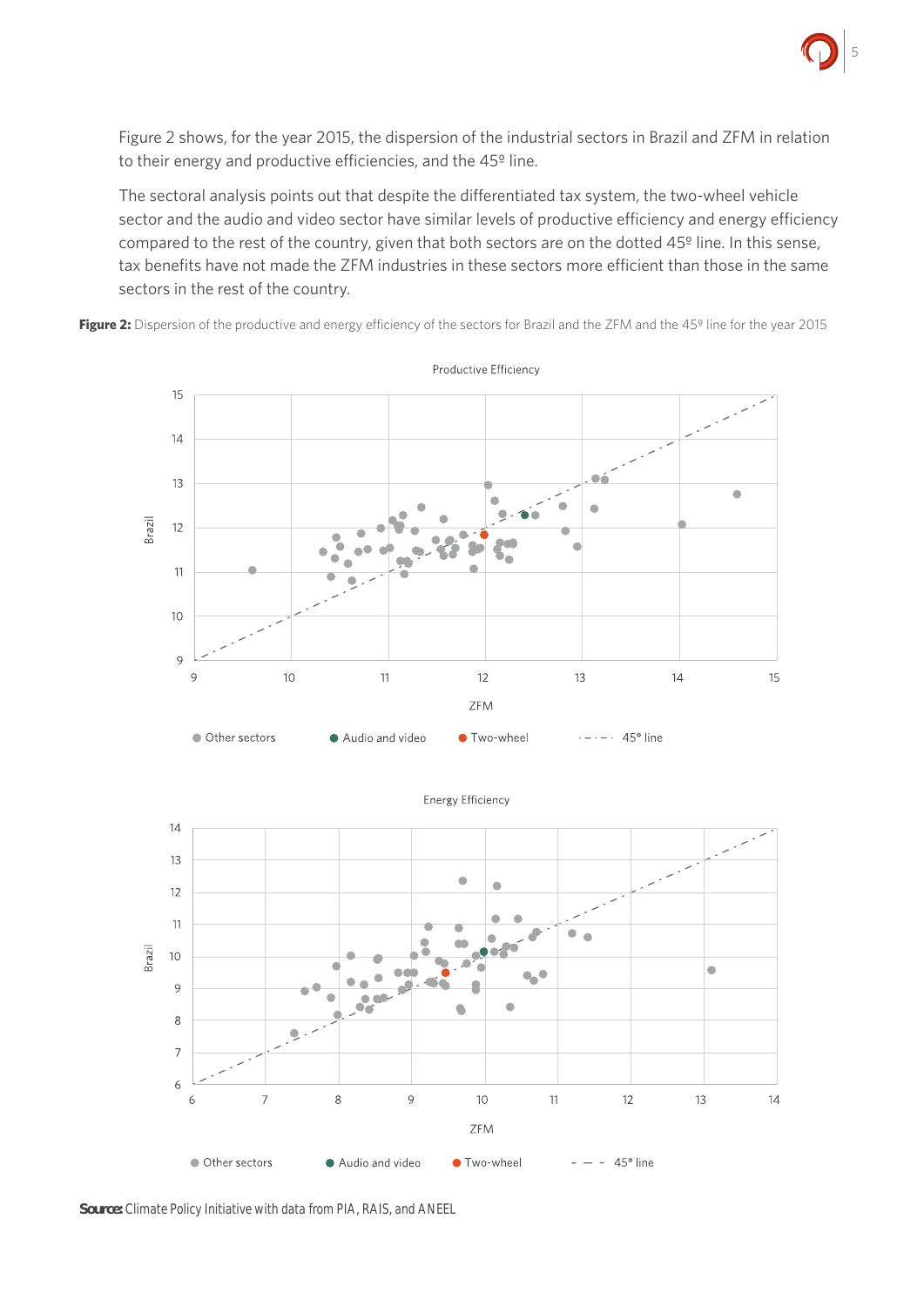Figure 2 shows, for the year 2015, the dispersion of the industrial sectors in Brazil and ZFM in relation to their energy and productive efficiencies, and the 45º line.

The sectoral analysis points out that despite the differentiated tax system, the two-wheel vehicle sector and the audio and video sector have similar levels of productive efficiency and energy efficiency compared to the rest of the country, given that both sectors are on the dotted 45º line. In this sense, tax benefits have not made the ZFM industries in these sectors more efficient than those in the same sectors in the rest of the country.

**Figure 2:** Dispersion of the productive and energy efficiency of the sectors for Brazil and the ZFM and the 45º line for the year 2015

**Source:** Climate Policy Initiative with data from PIA, RAIS, and ANEEL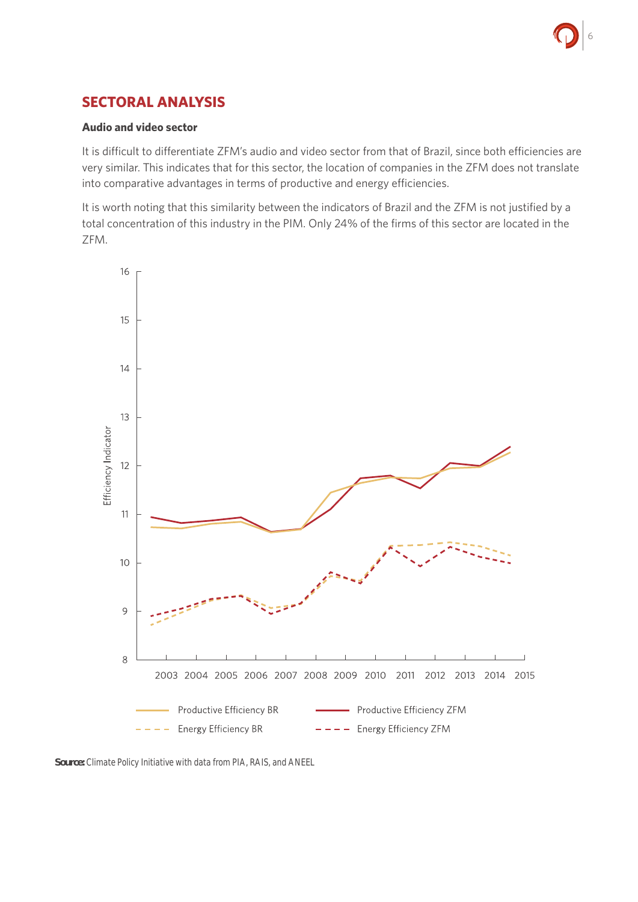## SECTORAL ANALYSIS

### Audio and video sector

It is difficult to differentiate ZFM's audio and video sector from that of Brazil, since both efficiencies are very similar. This indicates that for this sector, the location of companies in the ZFM does not translate into comparative advantages in terms of productive and energy efficiencies.

It is worth noting that this similarity between the indicators of Brazil and the ZFM is not justified by a total concentration of this industry in the PIM. Only 24% of the firms of this sector are located in the ZFM.

**Source:** Climate Policy Initiative with data from PIA, RAIS, and ANEEL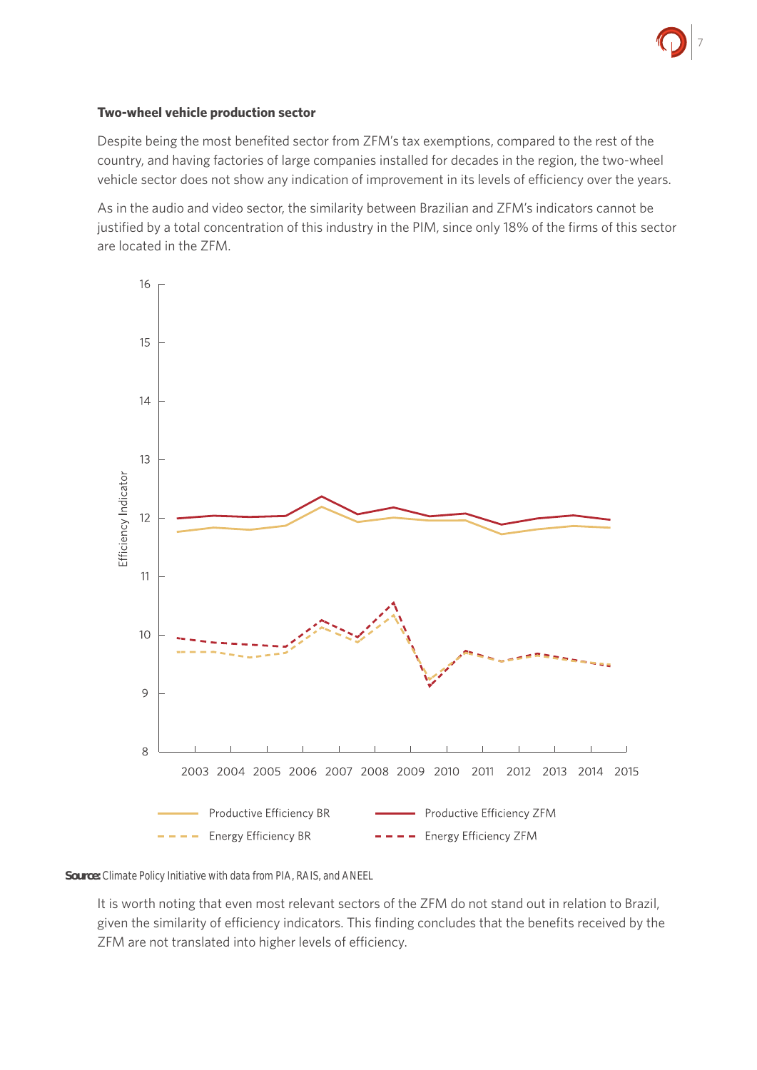**Two-wheel vehicle production sector**

Despite being the most benefited sector from ZFM's tax exemptions, compared to the rest of the country, and having factories of large companies installed for decades in the region, the two-wheel vehicle sector does not show any indication of improvement in its levels of efficiency over the years.

As in the audio and video sector, the similarity between Brazilian and ZFM's indicators cannot be justified by a total concentration of this industry in the PIM, since only 18% of the firms of this sector are located in the ZFM.

**Source:** Climate Policy Initiative with data from PIA, RAIS, and ANEEL

It is worth noting that even most relevant sectors of the ZFM do not stand out in relation to Brazil, given the similarity of efficiency indicators. This finding concludes that the benefits received by the ZFM are not translated into higher levels of efficiency.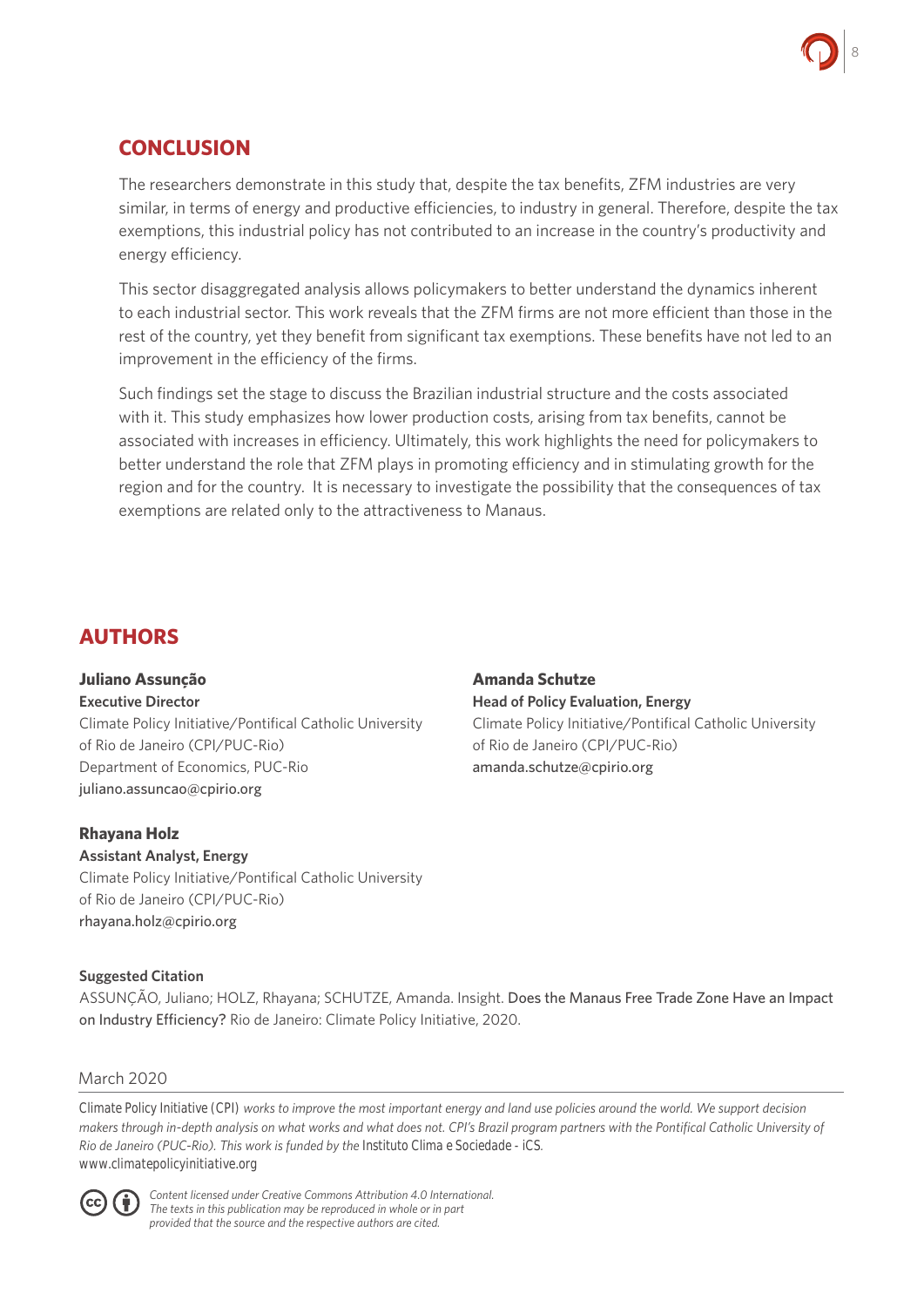## CONCLUSION

The researchers demonstrate in this study that, despite the tax benefits, ZFM industries are very similar, in terms of energy and productive efficiencies, to industry in general. Therefore, despite the tax exemptions, this industrial policy has not contributed to an increase in the country's productivity and energy efficiency.

This sector disaggregated analysis allows policymakers to better understand the dynamics inherent to each industrial sector. This work reveals that the ZFM firms are not more efficient than those in the rest of the country, yet they benefit from significant tax exemptions. These benefits have not led to an improvement in the efficiency of the firms.

Such findings set the stage to discuss the Brazilian industrial structure and the costs associated with it. This study emphasizes how lower production costs, arising from tax benefits, cannot be associated with increases in efficiency. Ultimately, this work highlights the need for policymakers to better understand the role that ZFM plays in promoting efficiency and in stimulating growth for the region and for the country. It is necessary to investigate the possibility that the consequences of tax exemptions are related only to the attractiveness to Manaus.

## AUTHORS

**Juliano Assunção**
**Executive Director**
Climate Policy Initiative/Pontifical Catholic University of Rio de Janeiro (CPI/PUC-Rio)
Department of Economics, PUC-Rio
juliano.assuncao@cpirio.org

**Rhayana Holz**
**Assistant Analyst, Energy**
Climate Policy Initiative/Pontifical Catholic University of Rio de Janeiro (CPI/PUC-Rio)
rhayana.holz@cpirio.org

**Amanda Schutze**
**Head of Policy Evaluation, Energy**
Climate Policy Initiative/Pontifical Catholic University of Rio de Janeiro (CPI/PUC-Rio)
amanda.schutze@cpirio.org

**Suggested Citation**
ASSUNÇÃO, Juliano; HOLZ, Rhayana; SCHUTZE, Amanda. Insight. Does the Manaus Free Trade Zone Have an Impact on Industry Efficiency? Rio de Janeiro: Climate Policy Initiative, 2020.

March 2020

Climate Policy Initiative (CPI) *works to improve the most important energy and land use policies around the world. We support decision makers through in-depth analysis on what works and what does not. CPI's Brazil program partners with the Pontifical Catholic University of Rio de Janeiro (PUC-Rio). This work is funded by the* Instituto Clima e Sociedade - iCS*.*
www.climatepolicyinitiative.org

*Content licensed under Creative Commons Attribution 4.0 International. The texts in this publication may be reproduced in whole or in part provided that the source and the respective authors are cited.*